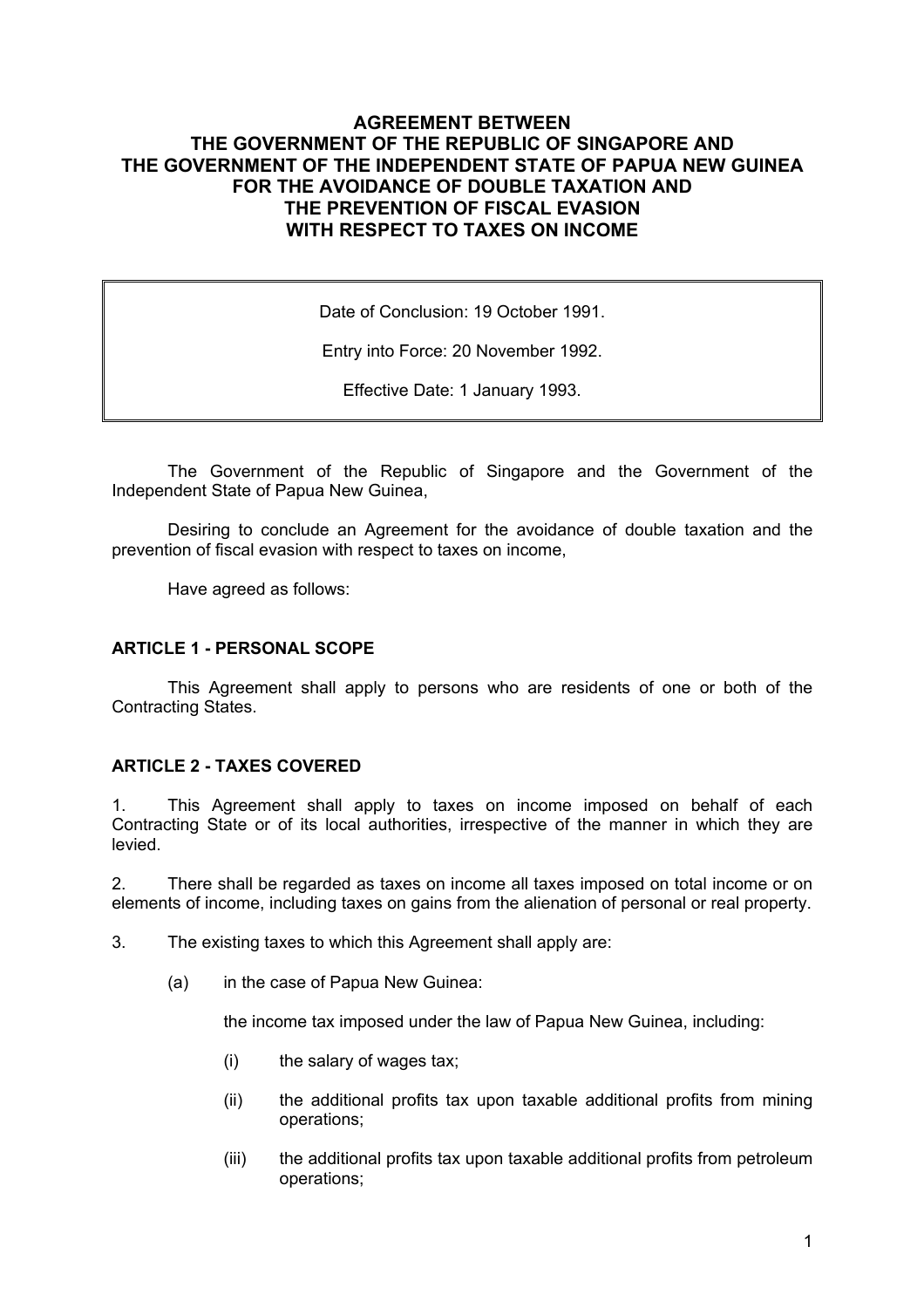# AGREEMENT BETWEEN THE GOVERNMENT OF THE REPUBLIC OF SINGAPORE AND THE GOVERNMENT OF THE INDEPENDENT STATE OF PAPUA NEW GUINEA FOR THE AVOIDANCE OF DOUBLE TAXATION AND THE PREVENTION OF FISCAL EVASION WITH RESPECT TO TAXES ON INCOME

Date of Conclusion: 19 October 1991.

Entry into Force: 20 November 1992.

Effective Date: 1 January 1993.

The Government of the Republic of Singapore and the Government of the Independent State of Papua New Guinea,

Desiring to conclude an Agreement for the avoidance of double taxation and the prevention of fiscal evasion with respect to taxes on income,

Have agreed as follows:

## ARTICLE 1 - PERSONAL SCOPE

This Agreement shall apply to persons who are residents of one or both of the Contracting States.

## ARTICLE 2 - TAXES COVERED

1. This Agreement shall apply to taxes on income imposed on behalf of each Contracting State or of its local authorities, irrespective of the manner in which they are levied.

2. There shall be regarded as taxes on income all taxes imposed on total income or on elements of income, including taxes on gains from the alienation of personal or real property.

3. The existing taxes to which this Agreement shall apply are:

   (a) in the case of Papua New Guinea:

   the income tax imposed under the law of Papua New Guinea, including:

      (i) the salary of wages tax;

      (ii) the additional profits tax upon taxable additional profits from mining operations;

      (iii) the additional profits tax upon taxable additional profits from petroleum operations;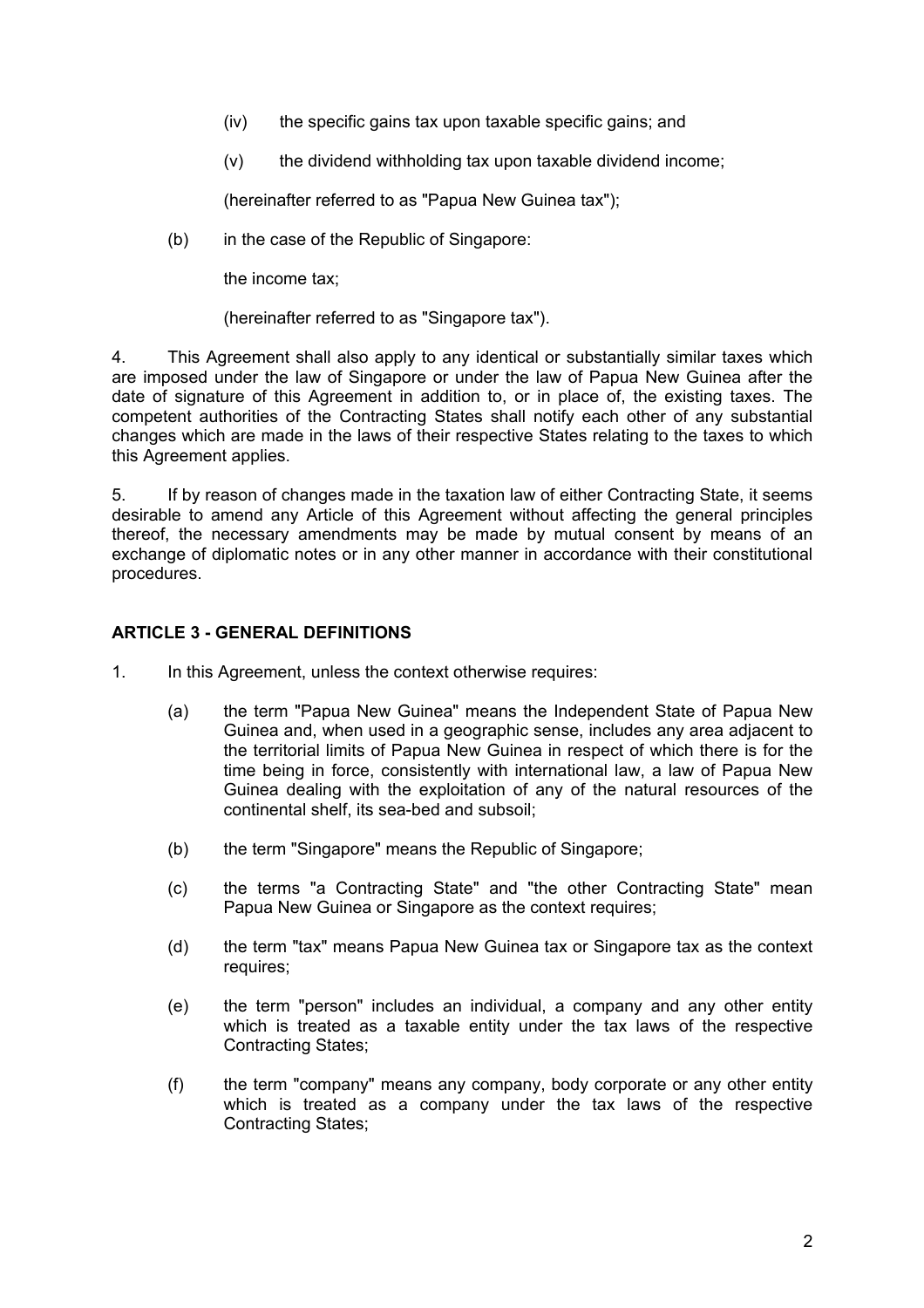(iv) the specific gains tax upon taxable specific gains; and

(v) the dividend withholding tax upon taxable dividend income;

(hereinafter referred to as "Papua New Guinea tax");

(b) in the case of the Republic of Singapore:

the income tax;

(hereinafter referred to as "Singapore tax").

4. This Agreement shall also apply to any identical or substantially similar taxes which are imposed under the law of Singapore or under the law of Papua New Guinea after the date of signature of this Agreement in addition to, or in place of, the existing taxes. The competent authorities of the Contracting States shall notify each other of any substantial changes which are made in the laws of their respective States relating to the taxes to which this Agreement applies.

5. If by reason of changes made in the taxation law of either Contracting State, it seems desirable to amend any Article of this Agreement without affecting the general principles thereof, the necessary amendments may be made by mutual consent by means of an exchange of diplomatic notes or in any other manner in accordance with their constitutional procedures.

**ARTICLE 3 - GENERAL DEFINITIONS**

1. In this Agreement, unless the context otherwise requires:

(a) the term "Papua New Guinea" means the Independent State of Papua New Guinea and, when used in a geographic sense, includes any area adjacent to the territorial limits of Papua New Guinea in respect of which there is for the time being in force, consistently with international law, a law of Papua New Guinea dealing with the exploitation of any of the natural resources of the continental shelf, its sea-bed and subsoil;

(b) the term "Singapore" means the Republic of Singapore;

(c) the terms "a Contracting State" and "the other Contracting State" mean Papua New Guinea or Singapore as the context requires;

(d) the term "tax" means Papua New Guinea tax or Singapore tax as the context requires;

(e) the term "person" includes an individual, a company and any other entity which is treated as a taxable entity under the tax laws of the respective Contracting States;

(f) the term "company" means any company, body corporate or any other entity which is treated as a company under the tax laws of the respective Contracting States;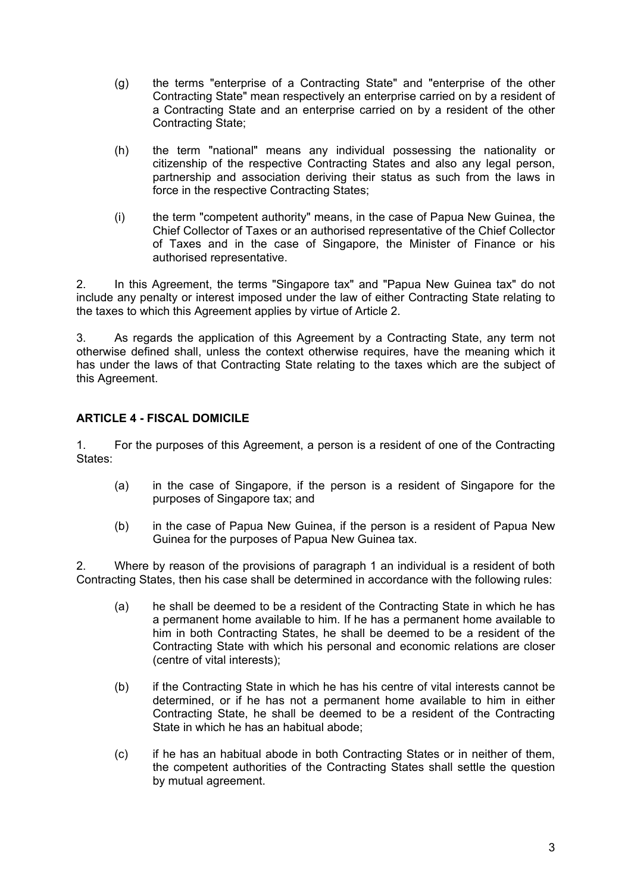(g) the terms "enterprise of a Contracting State" and "enterprise of the other Contracting State" mean respectively an enterprise carried on by a resident of a Contracting State and an enterprise carried on by a resident of the other Contracting State;

(h) the term "national" means any individual possessing the nationality or citizenship of the respective Contracting States and also any legal person, partnership and association deriving their status as such from the laws in force in the respective Contracting States;

(i) the term "competent authority" means, in the case of Papua New Guinea, the Chief Collector of Taxes or an authorised representative of the Chief Collector of Taxes and in the case of Singapore, the Minister of Finance or his authorised representative.

2. In this Agreement, the terms "Singapore tax" and "Papua New Guinea tax" do not include any penalty or interest imposed under the law of either Contracting State relating to the taxes to which this Agreement applies by virtue of Article 2.

3. As regards the application of this Agreement by a Contracting State, any term not otherwise defined shall, unless the context otherwise requires, have the meaning which it has under the laws of that Contracting State relating to the taxes which are the subject of this Agreement.

## ARTICLE 4 - FISCAL DOMICILE

1. For the purposes of this Agreement, a person is a resident of one of the Contracting States:

(a) in the case of Singapore, if the person is a resident of Singapore for the purposes of Singapore tax; and

(b) in the case of Papua New Guinea, if the person is a resident of Papua New Guinea for the purposes of Papua New Guinea tax.

2. Where by reason of the provisions of paragraph 1 an individual is a resident of both Contracting States, then his case shall be determined in accordance with the following rules:

(a) he shall be deemed to be a resident of the Contracting State in which he has a permanent home available to him. If he has a permanent home available to him in both Contracting States, he shall be deemed to be a resident of the Contracting State with which his personal and economic relations are closer (centre of vital interests);

(b) if the Contracting State in which he has his centre of vital interests cannot be determined, or if he has not a permanent home available to him in either Contracting State, he shall be deemed to be a resident of the Contracting State in which he has an habitual abode;

(c) if he has an habitual abode in both Contracting States or in neither of them, the competent authorities of the Contracting States shall settle the question by mutual agreement.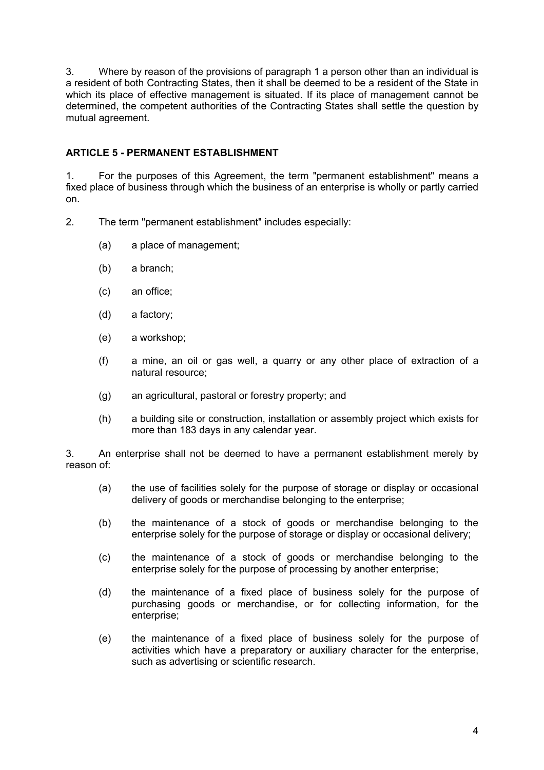3. Where by reason of the provisions of paragraph 1 a person other than an individual is a resident of both Contracting States, then it shall be deemed to be a resident of the State in which its place of effective management is situated. If its place of management cannot be determined, the competent authorities of the Contracting States shall settle the question by mutual agreement.

## ARTICLE 5 - PERMANENT ESTABLISHMENT

1. For the purposes of this Agreement, the term "permanent establishment" means a fixed place of business through which the business of an enterprise is wholly or partly carried on.

2. The term "permanent establishment" includes especially:

   (a) a place of management;

   (b) a branch;

   (c) an office;

   (d) a factory;

   (e) a workshop;

   (f) a mine, an oil or gas well, a quarry or any other place of extraction of a natural resource;

   (g) an agricultural, pastoral or forestry property; and

   (h) a building site or construction, installation or assembly project which exists for more than 183 days in any calendar year.

3. An enterprise shall not be deemed to have a permanent establishment merely by reason of:

   (a) the use of facilities solely for the purpose of storage or display or occasional delivery of goods or merchandise belonging to the enterprise;

   (b) the maintenance of a stock of goods or merchandise belonging to the enterprise solely for the purpose of storage or display or occasional delivery;

   (c) the maintenance of a stock of goods or merchandise belonging to the enterprise solely for the purpose of processing by another enterprise;

   (d) the maintenance of a fixed place of business solely for the purpose of purchasing goods or merchandise, or for collecting information, for the enterprise;

   (e) the maintenance of a fixed place of business solely for the purpose of activities which have a preparatory or auxiliary character for the enterprise, such as advertising or scientific research.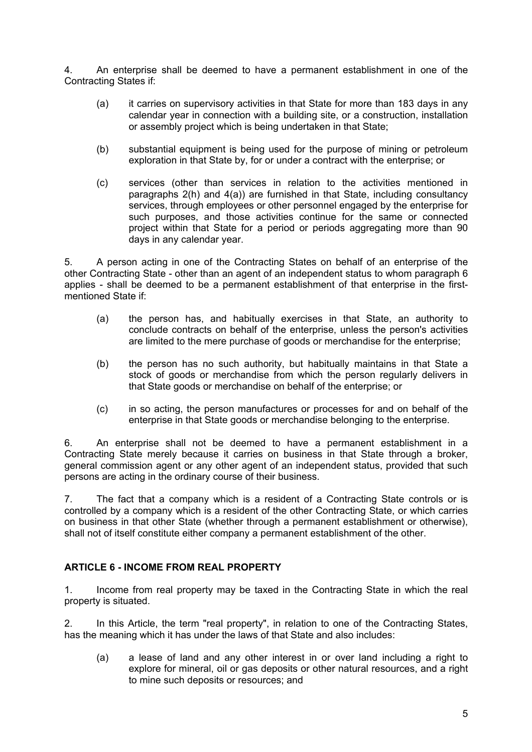4. An enterprise shall be deemed to have a permanent establishment in one of the Contracting States if:

   (a) it carries on supervisory activities in that State for more than 183 days in any calendar year in connection with a building site, or a construction, installation or assembly project which is being undertaken in that State;

   (b) substantial equipment is being used for the purpose of mining or petroleum exploration in that State by, for or under a contract with the enterprise; or

   (c) services (other than services in relation to the activities mentioned in paragraphs 2(h) and 4(a)) are furnished in that State, including consultancy services, through employees or other personnel engaged by the enterprise for such purposes, and those activities continue for the same or connected project within that State for a period or periods aggregating more than 90 days in any calendar year.

5. A person acting in one of the Contracting States on behalf of an enterprise of the other Contracting State - other than an agent of an independent status to whom paragraph 6 applies - shall be deemed to be a permanent establishment of that enterprise in the first-mentioned State if:

   (a) the person has, and habitually exercises in that State, an authority to conclude contracts on behalf of the enterprise, unless the person's activities are limited to the mere purchase of goods or merchandise for the enterprise;

   (b) the person has no such authority, but habitually maintains in that State a stock of goods or merchandise from which the person regularly delivers in that State goods or merchandise on behalf of the enterprise; or

   (c) in so acting, the person manufactures or processes for and on behalf of the enterprise in that State goods or merchandise belonging to the enterprise.

6. An enterprise shall not be deemed to have a permanent establishment in a Contracting State merely because it carries on business in that State through a broker, general commission agent or any other agent of an independent status, provided that such persons are acting in the ordinary course of their business.

7. The fact that a company which is a resident of a Contracting State controls or is controlled by a company which is a resident of the other Contracting State, or which carries on business in that other State (whether through a permanent establishment or otherwise), shall not of itself constitute either company a permanent establishment of the other.

## ARTICLE 6 - INCOME FROM REAL PROPERTY

1. Income from real property may be taxed in the Contracting State in which the real property is situated.

2. In this Article, the term "real property", in relation to one of the Contracting States, has the meaning which it has under the laws of that State and also includes:

   (a) a lease of land and any other interest in or over land including a right to explore for mineral, oil or gas deposits or other natural resources, and a right to mine such deposits or resources; and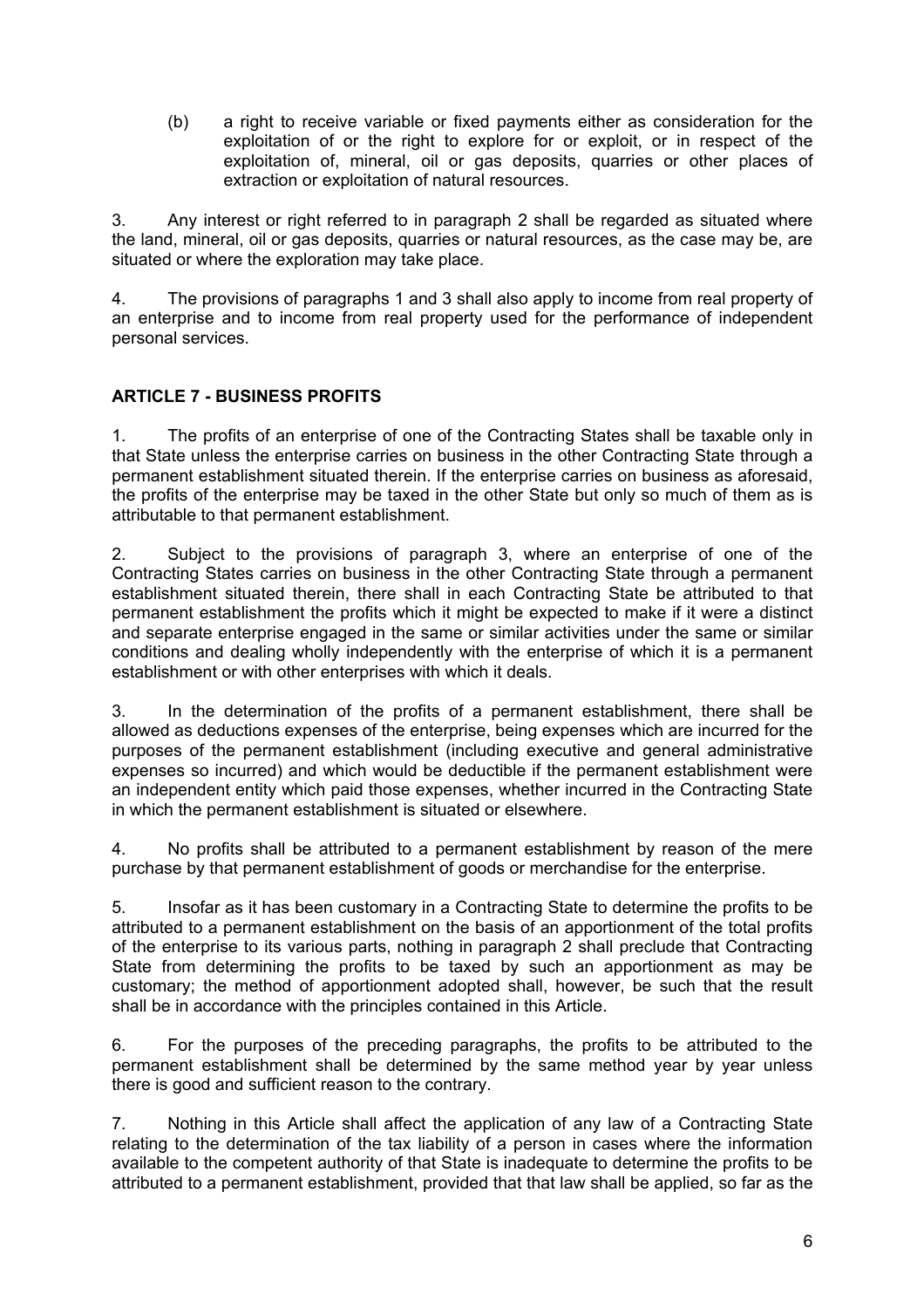(b) a right to receive variable or fixed payments either as consideration for the exploitation of or the right to explore for or exploit, or in respect of the exploitation of, mineral, oil or gas deposits, quarries or other places of extraction or exploitation of natural resources.

3. Any interest or right referred to in paragraph 2 shall be regarded as situated where the land, mineral, oil or gas deposits, quarries or natural resources, as the case may be, are situated or where the exploration may take place.

4. The provisions of paragraphs 1 and 3 shall also apply to income from real property of an enterprise and to income from real property used for the performance of independent personal services.

## ARTICLE 7 - BUSINESS PROFITS

1. The profits of an enterprise of one of the Contracting States shall be taxable only in that State unless the enterprise carries on business in the other Contracting State through a permanent establishment situated therein. If the enterprise carries on business as aforesaid, the profits of the enterprise may be taxed in the other State but only so much of them as is attributable to that permanent establishment.

2. Subject to the provisions of paragraph 3, where an enterprise of one of the Contracting States carries on business in the other Contracting State through a permanent establishment situated therein, there shall in each Contracting State be attributed to that permanent establishment the profits which it might be expected to make if it were a distinct and separate enterprise engaged in the same or similar activities under the same or similar conditions and dealing wholly independently with the enterprise of which it is a permanent establishment or with other enterprises with which it deals.

3. In the determination of the profits of a permanent establishment, there shall be allowed as deductions expenses of the enterprise, being expenses which are incurred for the purposes of the permanent establishment (including executive and general administrative expenses so incurred) and which would be deductible if the permanent establishment were an independent entity which paid those expenses, whether incurred in the Contracting State in which the permanent establishment is situated or elsewhere.

4. No profits shall be attributed to a permanent establishment by reason of the mere purchase by that permanent establishment of goods or merchandise for the enterprise.

5. Insofar as it has been customary in a Contracting State to determine the profits to be attributed to a permanent establishment on the basis of an apportionment of the total profits of the enterprise to its various parts, nothing in paragraph 2 shall preclude that Contracting State from determining the profits to be taxed by such an apportionment as may be customary; the method of apportionment adopted shall, however, be such that the result shall be in accordance with the principles contained in this Article.

6. For the purposes of the preceding paragraphs, the profits to be attributed to the permanent establishment shall be determined by the same method year by year unless there is good and sufficient reason to the contrary.

7. Nothing in this Article shall affect the application of any law of a Contracting State relating to the determination of the tax liability of a person in cases where the information available to the competent authority of that State is inadequate to determine the profits to be attributed to a permanent establishment, provided that that law shall be applied, so far as the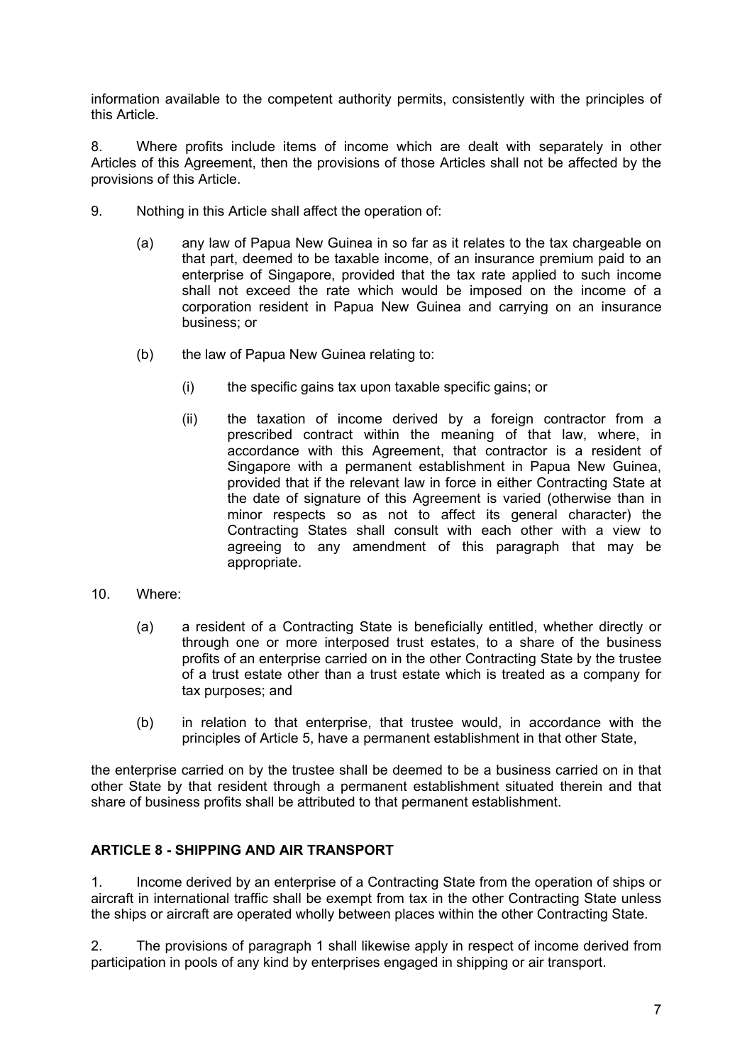information available to the competent authority permits, consistently with the principles of this Article.

8. Where profits include items of income which are dealt with separately in other Articles of this Agreement, then the provisions of those Articles shall not be affected by the provisions of this Article.

9. Nothing in this Article shall affect the operation of:

   (a) any law of Papua New Guinea in so far as it relates to the tax chargeable on that part, deemed to be taxable income, of an insurance premium paid to an enterprise of Singapore, provided that the tax rate applied to such income shall not exceed the rate which would be imposed on the income of a corporation resident in Papua New Guinea and carrying on an insurance business; or

   (b) the law of Papua New Guinea relating to:

      (i) the specific gains tax upon taxable specific gains; or

      (ii) the taxation of income derived by a foreign contractor from a prescribed contract within the meaning of that law, where, in accordance with this Agreement, that contractor is a resident of Singapore with a permanent establishment in Papua New Guinea, provided that if the relevant law in force in either Contracting State at the date of signature of this Agreement is varied (otherwise than in minor respects so as not to affect its general character) the Contracting States shall consult with each other with a view to agreeing to any amendment of this paragraph that may be appropriate.

10. Where:

   (a) a resident of a Contracting State is beneficially entitled, whether directly or through one or more interposed trust estates, to a share of the business profits of an enterprise carried on in the other Contracting State by the trustee of a trust estate other than a trust estate which is treated as a company for tax purposes; and

   (b) in relation to that enterprise, that trustee would, in accordance with the principles of Article 5, have a permanent establishment in that other State,

the enterprise carried on by the trustee shall be deemed to be a business carried on in that other State by that resident through a permanent establishment situated therein and that share of business profits shall be attributed to that permanent establishment.

## ARTICLE 8 - SHIPPING AND AIR TRANSPORT

1. Income derived by an enterprise of a Contracting State from the operation of ships or aircraft in international traffic shall be exempt from tax in the other Contracting State unless the ships or aircraft are operated wholly between places within the other Contracting State.

2. The provisions of paragraph 1 shall likewise apply in respect of income derived from participation in pools of any kind by enterprises engaged in shipping or air transport.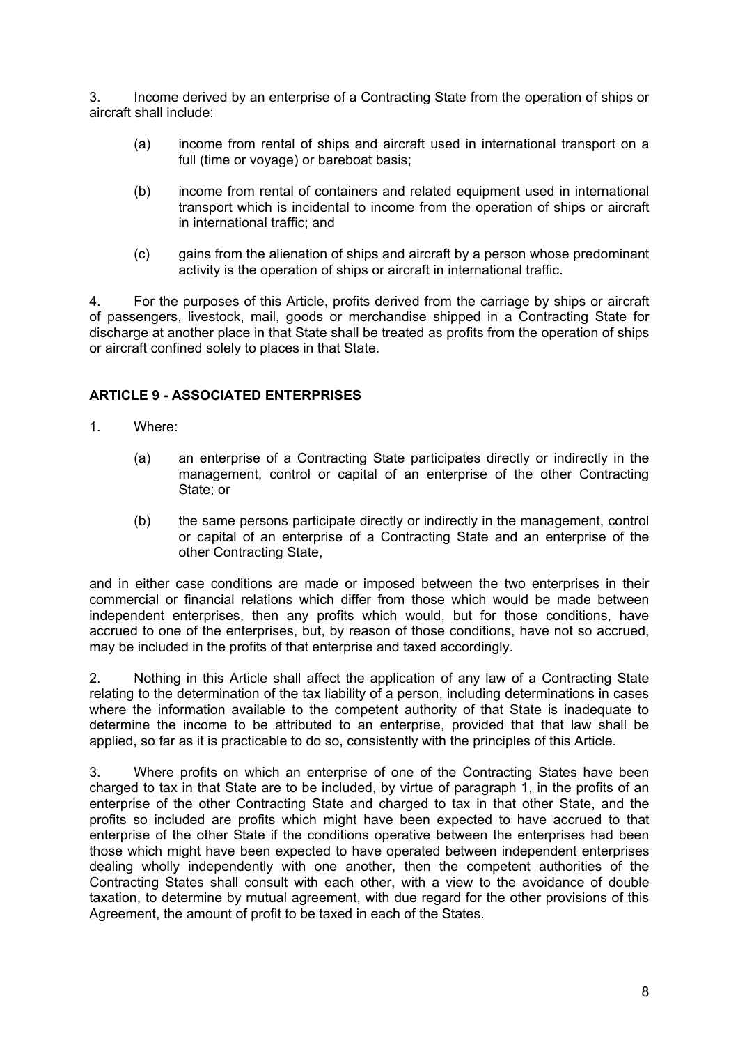3. Income derived by an enterprise of a Contracting State from the operation of ships or aircraft shall include:

(a) income from rental of ships and aircraft used in international transport on a full (time or voyage) or bareboat basis;

(b) income from rental of containers and related equipment used in international transport which is incidental to income from the operation of ships or aircraft in international traffic; and

(c) gains from the alienation of ships and aircraft by a person whose predominant activity is the operation of ships or aircraft in international traffic.

4. For the purposes of this Article, profits derived from the carriage by ships or aircraft of passengers, livestock, mail, goods or merchandise shipped in a Contracting State for discharge at another place in that State shall be treated as profits from the operation of ships or aircraft confined solely to places in that State.

## ARTICLE 9 - ASSOCIATED ENTERPRISES

1. Where:

(a) an enterprise of a Contracting State participates directly or indirectly in the management, control or capital of an enterprise of the other Contracting State; or

(b) the same persons participate directly or indirectly in the management, control or capital of an enterprise of a Contracting State and an enterprise of the other Contracting State,

and in either case conditions are made or imposed between the two enterprises in their commercial or financial relations which differ from those which would be made between independent enterprises, then any profits which would, but for those conditions, have accrued to one of the enterprises, but, by reason of those conditions, have not so accrued, may be included in the profits of that enterprise and taxed accordingly.

2. Nothing in this Article shall affect the application of any law of a Contracting State relating to the determination of the tax liability of a person, including determinations in cases where the information available to the competent authority of that State is inadequate to determine the income to be attributed to an enterprise, provided that that law shall be applied, so far as it is practicable to do so, consistently with the principles of this Article.

3. Where profits on which an enterprise of one of the Contracting States have been charged to tax in that State are to be included, by virtue of paragraph 1, in the profits of an enterprise of the other Contracting State and charged to tax in that other State, and the profits so included are profits which might have been expected to have accrued to that enterprise of the other State if the conditions operative between the enterprises had been those which might have been expected to have operated between independent enterprises dealing wholly independently with one another, then the competent authorities of the Contracting States shall consult with each other, with a view to the avoidance of double taxation, to determine by mutual agreement, with due regard for the other provisions of this Agreement, the amount of profit to be taxed in each of the States.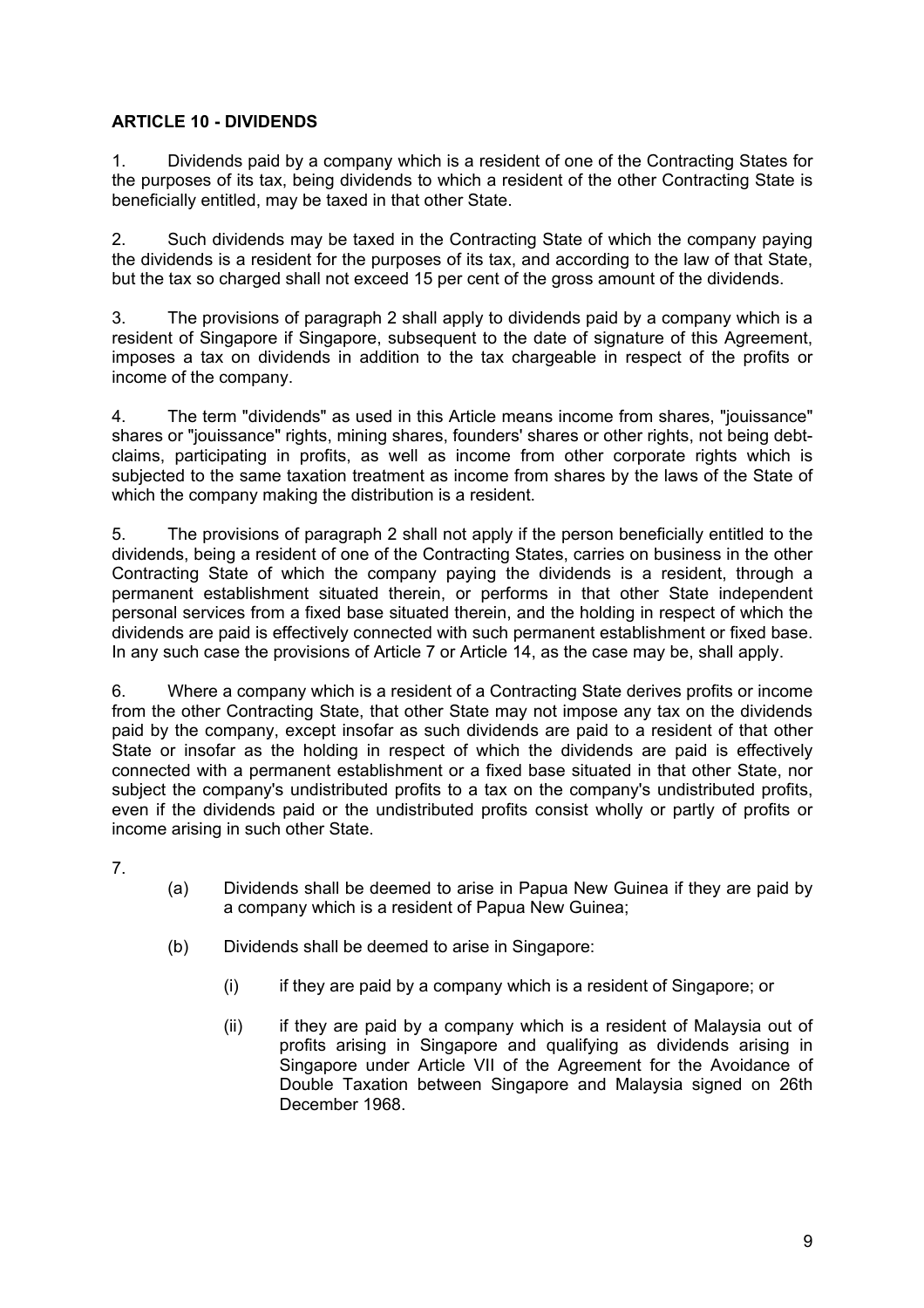**ARTICLE 10 - DIVIDENDS**

1. Dividends paid by a company which is a resident of one of the Contracting States for the purposes of its tax, being dividends to which a resident of the other Contracting State is beneficially entitled, may be taxed in that other State.

2. Such dividends may be taxed in the Contracting State of which the company paying the dividends is a resident for the purposes of its tax, and according to the law of that State, but the tax so charged shall not exceed 15 per cent of the gross amount of the dividends.

3. The provisions of paragraph 2 shall apply to dividends paid by a company which is a resident of Singapore if Singapore, subsequent to the date of signature of this Agreement, imposes a tax on dividends in addition to the tax chargeable in respect of the profits or income of the company.

4. The term "dividends" as used in this Article means income from shares, "jouissance" shares or "jouissance" rights, mining shares, founders' shares or other rights, not being debt-claims, participating in profits, as well as income from other corporate rights which is subjected to the same taxation treatment as income from shares by the laws of the State of which the company making the distribution is a resident.

5. The provisions of paragraph 2 shall not apply if the person beneficially entitled to the dividends, being a resident of one of the Contracting States, carries on business in the other Contracting State of which the company paying the dividends is a resident, through a permanent establishment situated therein, or performs in that other State independent personal services from a fixed base situated therein, and the holding in respect of which the dividends are paid is effectively connected with such permanent establishment or fixed base. In any such case the provisions of Article 7 or Article 14, as the case may be, shall apply.

6. Where a company which is a resident of a Contracting State derives profits or income from the other Contracting State, that other State may not impose any tax on the dividends paid by the company, except insofar as such dividends are paid to a resident of that other State or insofar as the holding in respect of which the dividends are paid is effectively connected with a permanent establishment or a fixed base situated in that other State, nor subject the company's undistributed profits to a tax on the company's undistributed profits, even if the dividends paid or the undistributed profits consist wholly or partly of profits or income arising in such other State.

7.

(a) Dividends shall be deemed to arise in Papua New Guinea if they are paid by a company which is a resident of Papua New Guinea;

(b) Dividends shall be deemed to arise in Singapore:

(i) if they are paid by a company which is a resident of Singapore; or

(ii) if they are paid by a company which is a resident of Malaysia out of profits arising in Singapore and qualifying as dividends arising in Singapore under Article VII of the Agreement for the Avoidance of Double Taxation between Singapore and Malaysia signed on 26th December 1968.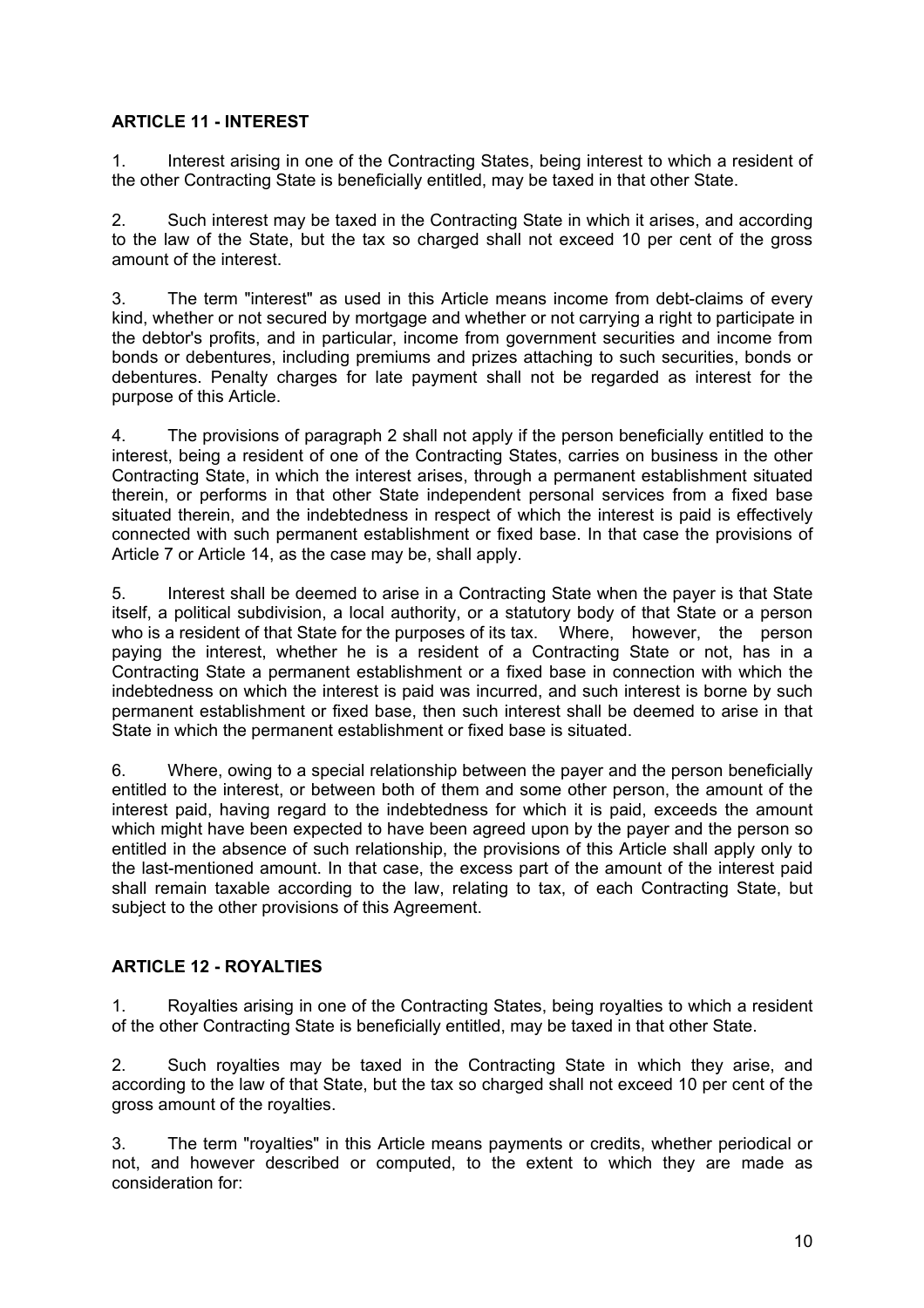### ARTICLE 11 - INTEREST

1. Interest arising in one of the Contracting States, being interest to which a resident of the other Contracting State is beneficially entitled, may be taxed in that other State.

2. Such interest may be taxed in the Contracting State in which it arises, and according to the law of the State, but the tax so charged shall not exceed 10 per cent of the gross amount of the interest.

3. The term "interest" as used in this Article means income from debt-claims of every kind, whether or not secured by mortgage and whether or not carrying a right to participate in the debtor's profits, and in particular, income from government securities and income from bonds or debentures, including premiums and prizes attaching to such securities, bonds or debentures. Penalty charges for late payment shall not be regarded as interest for the purpose of this Article.

4. The provisions of paragraph 2 shall not apply if the person beneficially entitled to the interest, being a resident of one of the Contracting States, carries on business in the other Contracting State, in which the interest arises, through a permanent establishment situated therein, or performs in that other State independent personal services from a fixed base situated therein, and the indebtedness in respect of which the interest is paid is effectively connected with such permanent establishment or fixed base. In that case the provisions of Article 7 or Article 14, as the case may be, shall apply.

5. Interest shall be deemed to arise in a Contracting State when the payer is that State itself, a political subdivision, a local authority, or a statutory body of that State or a person who is a resident of that State for the purposes of its tax. Where, however, the person paying the interest, whether he is a resident of a Contracting State or not, has in a Contracting State a permanent establishment or a fixed base in connection with which the indebtedness on which the interest is paid was incurred, and such interest is borne by such permanent establishment or fixed base, then such interest shall be deemed to arise in that State in which the permanent establishment or fixed base is situated.

6. Where, owing to a special relationship between the payer and the person beneficially entitled to the interest, or between both of them and some other person, the amount of the interest paid, having regard to the indebtedness for which it is paid, exceeds the amount which might have been expected to have been agreed upon by the payer and the person so entitled in the absence of such relationship, the provisions of this Article shall apply only to the last-mentioned amount. In that case, the excess part of the amount of the interest paid shall remain taxable according to the law, relating to tax, of each Contracting State, but subject to the other provisions of this Agreement.

### ARTICLE 12 - ROYALTIES

1. Royalties arising in one of the Contracting States, being royalties to which a resident of the other Contracting State is beneficially entitled, may be taxed in that other State.

2. Such royalties may be taxed in the Contracting State in which they arise, and according to the law of that State, but the tax so charged shall not exceed 10 per cent of the gross amount of the royalties.

3. The term "royalties" in this Article means payments or credits, whether periodical or not, and however described or computed, to the extent to which they are made as consideration for: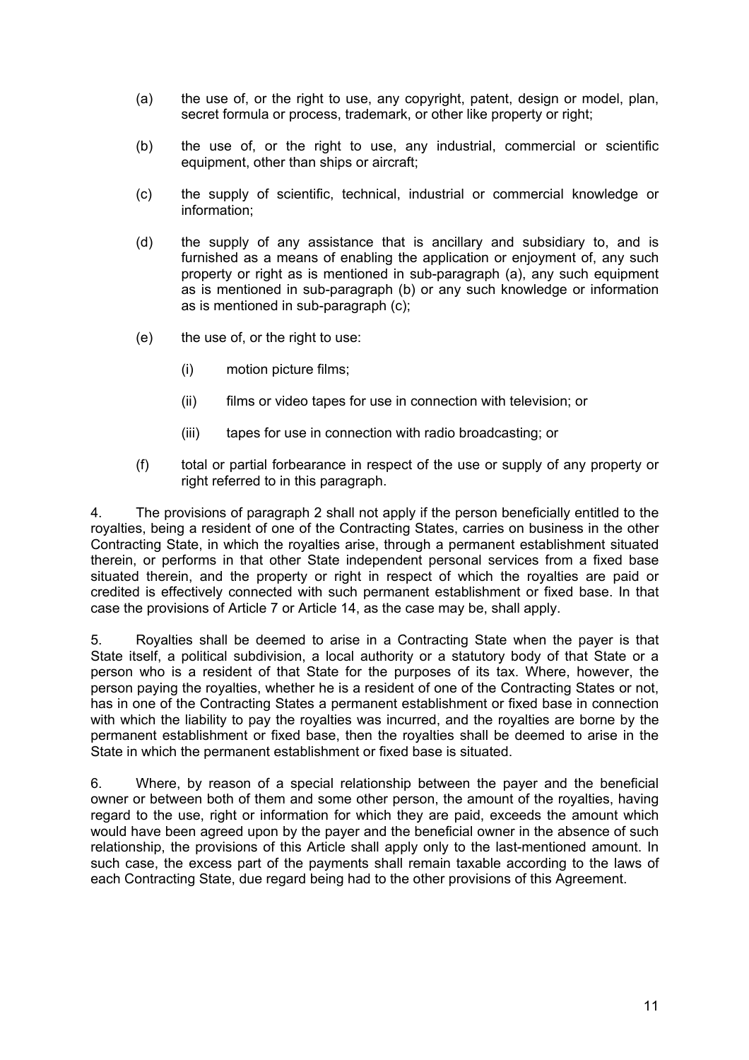(a) the use of, or the right to use, any copyright, patent, design or model, plan, secret formula or process, trademark, or other like property or right;

(b) the use of, or the right to use, any industrial, commercial or scientific equipment, other than ships or aircraft;

(c) the supply of scientific, technical, industrial or commercial knowledge or information;

(d) the supply of any assistance that is ancillary and subsidiary to, and is furnished as a means of enabling the application or enjoyment of, any such property or right as is mentioned in sub-paragraph (a), any such equipment as is mentioned in sub-paragraph (b) or any such knowledge or information as is mentioned in sub-paragraph (c);

(e) the use of, or the right to use:

   (i) motion picture films;

   (ii) films or video tapes for use in connection with television; or

   (iii) tapes for use in connection with radio broadcasting; or

(f) total or partial forbearance in respect of the use or supply of any property or right referred to in this paragraph.

4. The provisions of paragraph 2 shall not apply if the person beneficially entitled to the royalties, being a resident of one of the Contracting States, carries on business in the other Contracting State, in which the royalties arise, through a permanent establishment situated therein, or performs in that other State independent personal services from a fixed base situated therein, and the property or right in respect of which the royalties are paid or credited is effectively connected with such permanent establishment or fixed base. In that case the provisions of Article 7 or Article 14, as the case may be, shall apply.

5. Royalties shall be deemed to arise in a Contracting State when the payer is that State itself, a political subdivision, a local authority or a statutory body of that State or a person who is a resident of that State for the purposes of its tax. Where, however, the person paying the royalties, whether he is a resident of one of the Contracting States or not, has in one of the Contracting States a permanent establishment or fixed base in connection with which the liability to pay the royalties was incurred, and the royalties are borne by the permanent establishment or fixed base, then the royalties shall be deemed to arise in the State in which the permanent establishment or fixed base is situated.

6. Where, by reason of a special relationship between the payer and the beneficial owner or between both of them and some other person, the amount of the royalties, having regard to the use, right or information for which they are paid, exceeds the amount which would have been agreed upon by the payer and the beneficial owner in the absence of such relationship, the provisions of this Article shall apply only to the last-mentioned amount. In such case, the excess part of the payments shall remain taxable according to the laws of each Contracting State, due regard being had to the other provisions of this Agreement.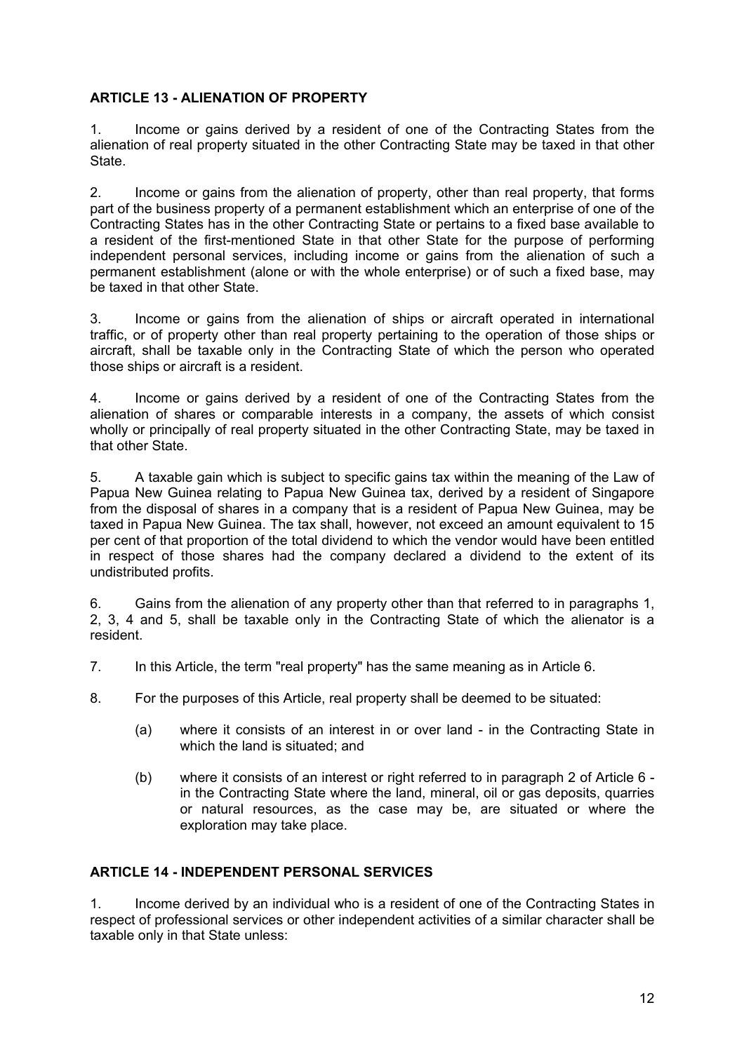## ARTICLE 13 - ALIENATION OF PROPERTY

1. Income or gains derived by a resident of one of the Contracting States from the alienation of real property situated in the other Contracting State may be taxed in that other State.

2. Income or gains from the alienation of property, other than real property, that forms part of the business property of a permanent establishment which an enterprise of one of the Contracting States has in the other Contracting State or pertains to a fixed base available to a resident of the first-mentioned State in that other State for the purpose of performing independent personal services, including income or gains from the alienation of such a permanent establishment (alone or with the whole enterprise) or of such a fixed base, may be taxed in that other State.

3. Income or gains from the alienation of ships or aircraft operated in international traffic, or of property other than real property pertaining to the operation of those ships or aircraft, shall be taxable only in the Contracting State of which the person who operated those ships or aircraft is a resident.

4. Income or gains derived by a resident of one of the Contracting States from the alienation of shares or comparable interests in a company, the assets of which consist wholly or principally of real property situated in the other Contracting State, may be taxed in that other State.

5. A taxable gain which is subject to specific gains tax within the meaning of the Law of Papua New Guinea relating to Papua New Guinea tax, derived by a resident of Singapore from the disposal of shares in a company that is a resident of Papua New Guinea, may be taxed in Papua New Guinea. The tax shall, however, not exceed an amount equivalent to 15 per cent of that proportion of the total dividend to which the vendor would have been entitled in respect of those shares had the company declared a dividend to the extent of its undistributed profits.

6. Gains from the alienation of any property other than that referred to in paragraphs 1, 2, 3, 4 and 5, shall be taxable only in the Contracting State of which the alienator is a resident.

7. In this Article, the term "real property" has the same meaning as in Article 6.

8. For the purposes of this Article, real property shall be deemed to be situated:

   (a) where it consists of an interest in or over land - in the Contracting State in which the land is situated; and

   (b) where it consists of an interest or right referred to in paragraph 2 of Article 6 - in the Contracting State where the land, mineral, oil or gas deposits, quarries or natural resources, as the case may be, are situated or where the exploration may take place.

## ARTICLE 14 - INDEPENDENT PERSONAL SERVICES

1. Income derived by an individual who is a resident of one of the Contracting States in respect of professional services or other independent activities of a similar character shall be taxable only in that State unless: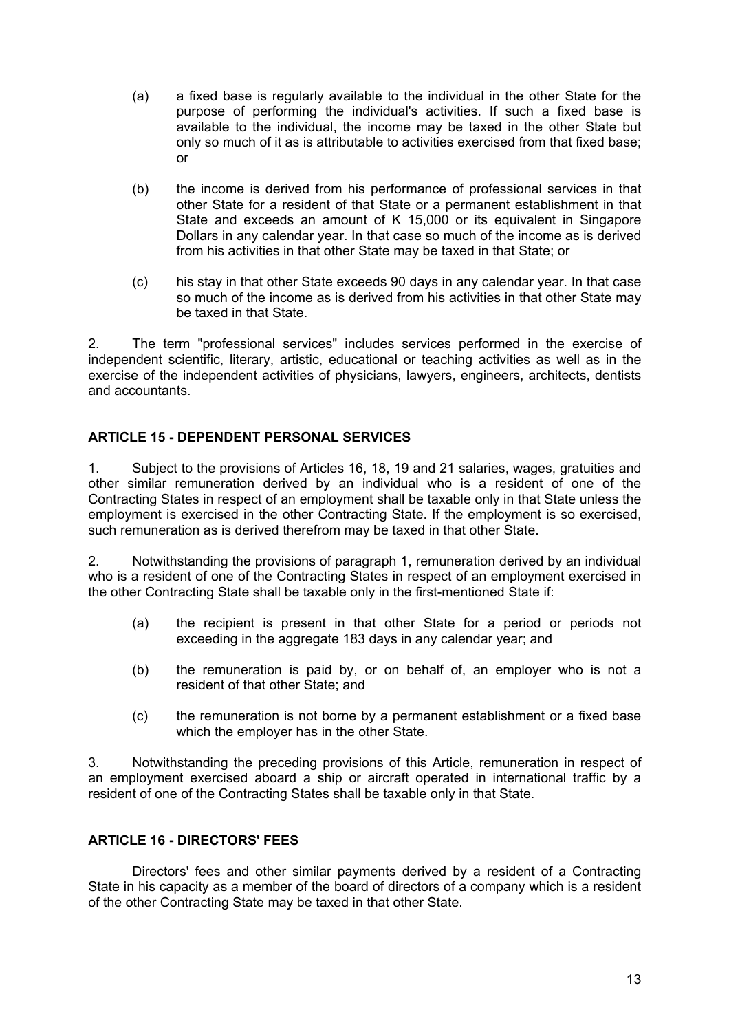(a) a fixed base is regularly available to the individual in the other State for the purpose of performing the individual's activities. If such a fixed base is available to the individual, the income may be taxed in the other State but only so much of it as is attributable to activities exercised from that fixed base; or

(b) the income is derived from his performance of professional services in that other State for a resident of that State or a permanent establishment in that State and exceeds an amount of K 15,000 or its equivalent in Singapore Dollars in any calendar year. In that case so much of the income as is derived from his activities in that other State may be taxed in that State; or

(c) his stay in that other State exceeds 90 days in any calendar year. In that case so much of the income as is derived from his activities in that other State may be taxed in that State.

2. The term "professional services" includes services performed in the exercise of independent scientific, literary, artistic, educational or teaching activities as well as in the exercise of the independent activities of physicians, lawyers, engineers, architects, dentists and accountants.

## ARTICLE 15 - DEPENDENT PERSONAL SERVICES

1. Subject to the provisions of Articles 16, 18, 19 and 21 salaries, wages, gratuities and other similar remuneration derived by an individual who is a resident of one of the Contracting States in respect of an employment shall be taxable only in that State unless the employment is exercised in the other Contracting State. If the employment is so exercised, such remuneration as is derived therefrom may be taxed in that other State.

2. Notwithstanding the provisions of paragraph 1, remuneration derived by an individual who is a resident of one of the Contracting States in respect of an employment exercised in the other Contracting State shall be taxable only in the first-mentioned State if:

(a) the recipient is present in that other State for a period or periods not exceeding in the aggregate 183 days in any calendar year; and

(b) the remuneration is paid by, or on behalf of, an employer who is not a resident of that other State; and

(c) the remuneration is not borne by a permanent establishment or a fixed base which the employer has in the other State.

3. Notwithstanding the preceding provisions of this Article, remuneration in respect of an employment exercised aboard a ship or aircraft operated in international traffic by a resident of one of the Contracting States shall be taxable only in that State.

## ARTICLE 16 - DIRECTORS' FEES

Directors' fees and other similar payments derived by a resident of a Contracting State in his capacity as a member of the board of directors of a company which is a resident of the other Contracting State may be taxed in that other State.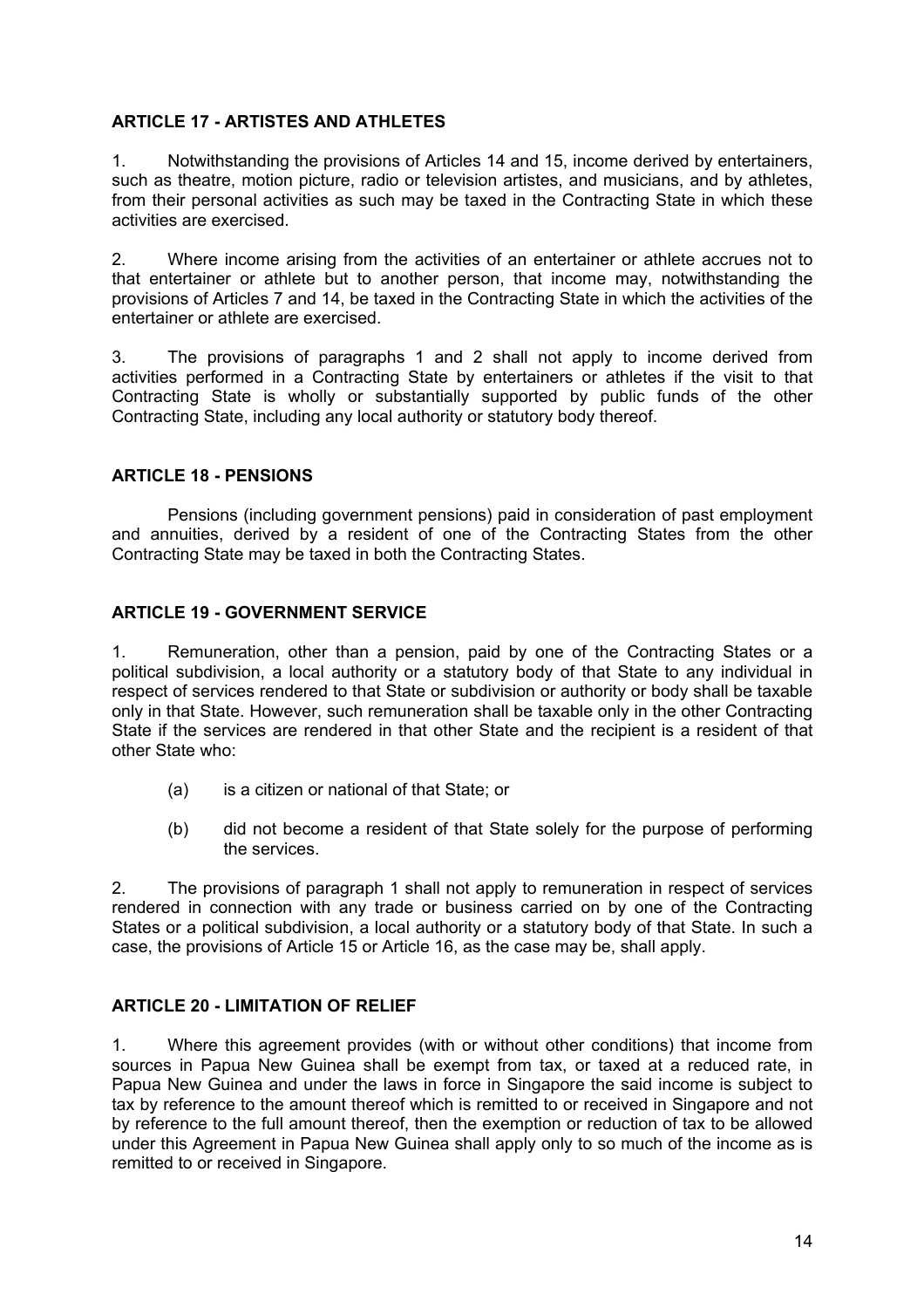## ARTICLE 17 - ARTISTES AND ATHLETES

1. Notwithstanding the provisions of Articles 14 and 15, income derived by entertainers, such as theatre, motion picture, radio or television artistes, and musicians, and by athletes, from their personal activities as such may be taxed in the Contracting State in which these activities are exercised.

2. Where income arising from the activities of an entertainer or athlete accrues not to that entertainer or athlete but to another person, that income may, notwithstanding the provisions of Articles 7 and 14, be taxed in the Contracting State in which the activities of the entertainer or athlete are exercised.

3. The provisions of paragraphs 1 and 2 shall not apply to income derived from activities performed in a Contracting State by entertainers or athletes if the visit to that Contracting State is wholly or substantially supported by public funds of the other Contracting State, including any local authority or statutory body thereof.

## ARTICLE 18 - PENSIONS

Pensions (including government pensions) paid in consideration of past employment and annuities, derived by a resident of one of the Contracting States from the other Contracting State may be taxed in both the Contracting States.

## ARTICLE 19 - GOVERNMENT SERVICE

1. Remuneration, other than a pension, paid by one of the Contracting States or a political subdivision, a local authority or a statutory body of that State to any individual in respect of services rendered to that State or subdivision or authority or body shall be taxable only in that State. However, such remuneration shall be taxable only in the other Contracting State if the services are rendered in that other State and the recipient is a resident of that other State who:

   (a) is a citizen or national of that State; or

   (b) did not become a resident of that State solely for the purpose of performing the services.

2. The provisions of paragraph 1 shall not apply to remuneration in respect of services rendered in connection with any trade or business carried on by one of the Contracting States or a political subdivision, a local authority or a statutory body of that State. In such a case, the provisions of Article 15 or Article 16, as the case may be, shall apply.

## ARTICLE 20 - LIMITATION OF RELIEF

1. Where this agreement provides (with or without other conditions) that income from sources in Papua New Guinea shall be exempt from tax, or taxed at a reduced rate, in Papua New Guinea and under the laws in force in Singapore the said income is subject to tax by reference to the amount thereof which is remitted to or received in Singapore and not by reference to the full amount thereof, then the exemption or reduction of tax to be allowed under this Agreement in Papua New Guinea shall apply only to so much of the income as is remitted to or received in Singapore.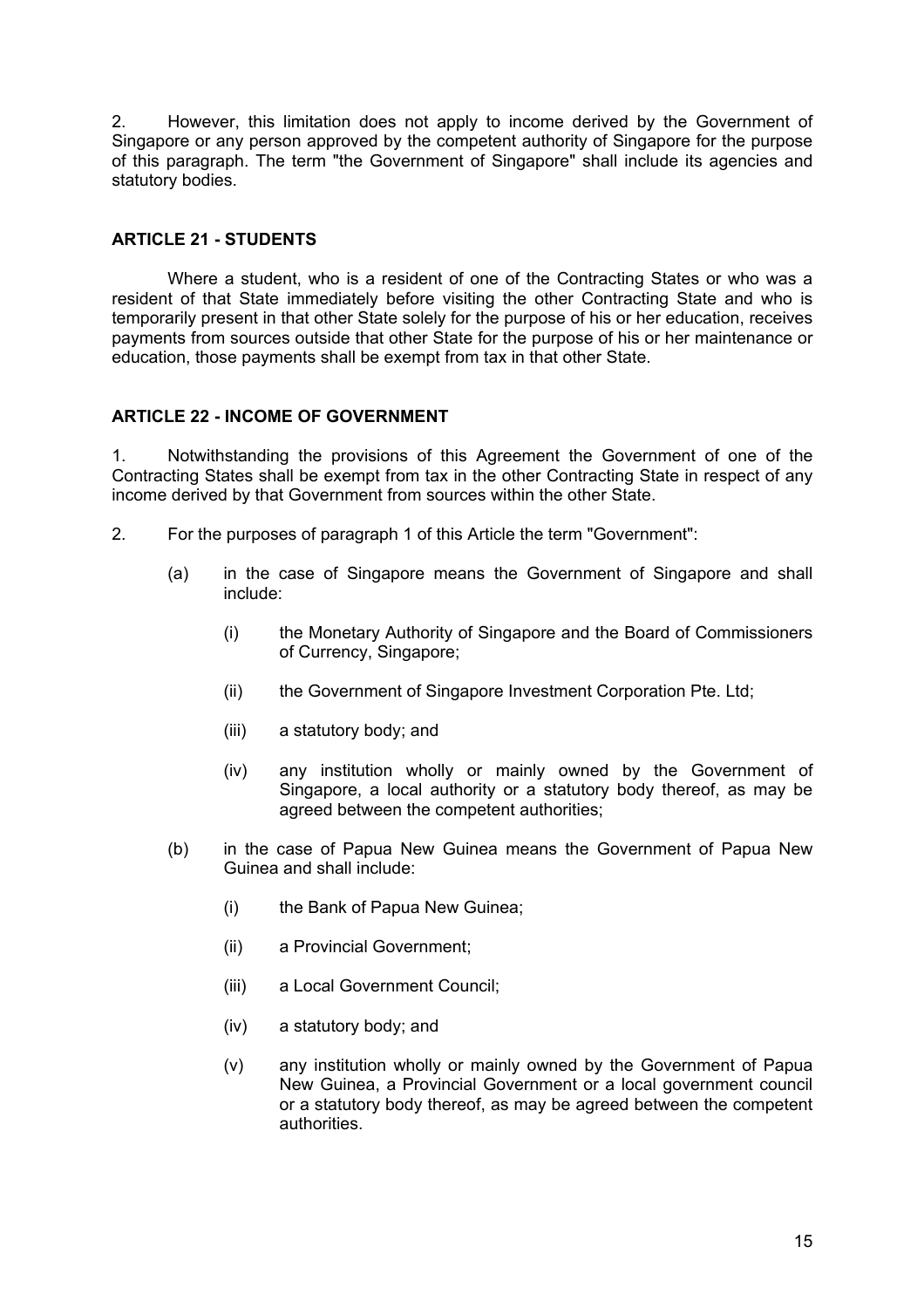2. However, this limitation does not apply to income derived by the Government of Singapore or any person approved by the competent authority of Singapore for the purpose of this paragraph. The term "the Government of Singapore" shall include its agencies and statutory bodies.

## ARTICLE 21 - STUDENTS

Where a student, who is a resident of one of the Contracting States or who was a resident of that State immediately before visiting the other Contracting State and who is temporarily present in that other State solely for the purpose of his or her education, receives payments from sources outside that other State for the purpose of his or her maintenance or education, those payments shall be exempt from tax in that other State.

## ARTICLE 22 - INCOME OF GOVERNMENT

1. Notwithstanding the provisions of this Agreement the Government of one of the Contracting States shall be exempt from tax in the other Contracting State in respect of any income derived by that Government from sources within the other State.

2. For the purposes of paragraph 1 of this Article the term "Government":

   (a) in the case of Singapore means the Government of Singapore and shall include:

      (i) the Monetary Authority of Singapore and the Board of Commissioners of Currency, Singapore;

      (ii) the Government of Singapore Investment Corporation Pte. Ltd;

      (iii) a statutory body; and

      (iv) any institution wholly or mainly owned by the Government of Singapore, a local authority or a statutory body thereof, as may be agreed between the competent authorities;

   (b) in the case of Papua New Guinea means the Government of Papua New Guinea and shall include:

      (i) the Bank of Papua New Guinea;

      (ii) a Provincial Government;

      (iii) a Local Government Council;

      (iv) a statutory body; and

      (v) any institution wholly or mainly owned by the Government of Papua New Guinea, a Provincial Government or a local government council or a statutory body thereof, as may be agreed between the competent authorities.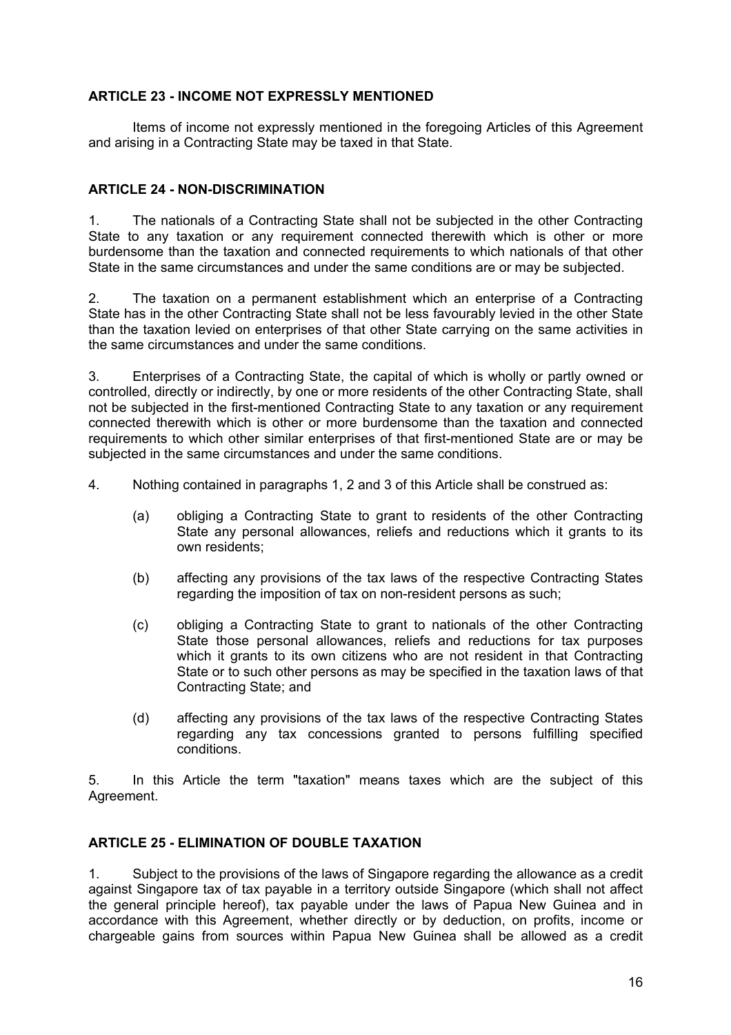## ARTICLE 23 - INCOME NOT EXPRESSLY MENTIONED

Items of income not expressly mentioned in the foregoing Articles of this Agreement and arising in a Contracting State may be taxed in that State.

## ARTICLE 24 - NON-DISCRIMINATION

1. The nationals of a Contracting State shall not be subjected in the other Contracting State to any taxation or any requirement connected therewith which is other or more burdensome than the taxation and connected requirements to which nationals of that other State in the same circumstances and under the same conditions are or may be subjected.

2. The taxation on a permanent establishment which an enterprise of a Contracting State has in the other Contracting State shall not be less favourably levied in the other State than the taxation levied on enterprises of that other State carrying on the same activities in the same circumstances and under the same conditions.

3. Enterprises of a Contracting State, the capital of which is wholly or partly owned or controlled, directly or indirectly, by one or more residents of the other Contracting State, shall not be subjected in the first-mentioned Contracting State to any taxation or any requirement connected therewith which is other or more burdensome than the taxation and connected requirements to which other similar enterprises of that first-mentioned State are or may be subjected in the same circumstances and under the same conditions.

4. Nothing contained in paragraphs 1, 2 and 3 of this Article shall be construed as:

   (a) obliging a Contracting State to grant to residents of the other Contracting State any personal allowances, reliefs and reductions which it grants to its own residents;

   (b) affecting any provisions of the tax laws of the respective Contracting States regarding the imposition of tax on non-resident persons as such;

   (c) obliging a Contracting State to grant to nationals of the other Contracting State those personal allowances, reliefs and reductions for tax purposes which it grants to its own citizens who are not resident in that Contracting State or to such other persons as may be specified in the taxation laws of that Contracting State; and

   (d) affecting any provisions of the tax laws of the respective Contracting States regarding any tax concessions granted to persons fulfilling specified conditions.

5. In this Article the term "taxation" means taxes which are the subject of this Agreement.

## ARTICLE 25 - ELIMINATION OF DOUBLE TAXATION

1. Subject to the provisions of the laws of Singapore regarding the allowance as a credit against Singapore tax of tax payable in a territory outside Singapore (which shall not affect the general principle hereof), tax payable under the laws of Papua New Guinea and in accordance with this Agreement, whether directly or by deduction, on profits, income or chargeable gains from sources within Papua New Guinea shall be allowed as a credit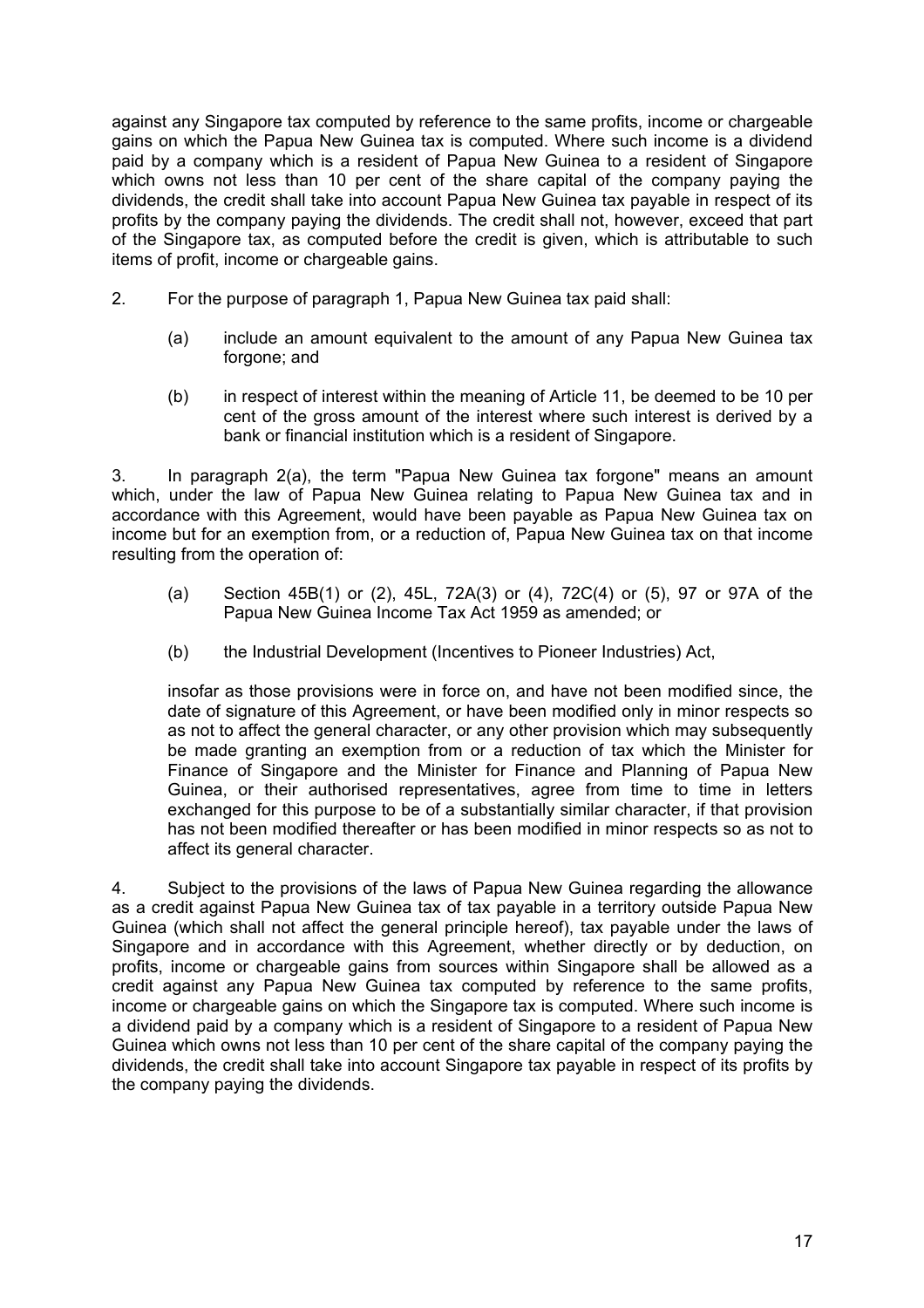against any Singapore tax computed by reference to the same profits, income or chargeable gains on which the Papua New Guinea tax is computed. Where such income is a dividend paid by a company which is a resident of Papua New Guinea to a resident of Singapore which owns not less than 10 per cent of the share capital of the company paying the dividends, the credit shall take into account Papua New Guinea tax payable in respect of its profits by the company paying the dividends. The credit shall not, however, exceed that part of the Singapore tax, as computed before the credit is given, which is attributable to such items of profit, income or chargeable gains.

2. For the purpose of paragraph 1, Papua New Guinea tax paid shall:

   (a) include an amount equivalent to the amount of any Papua New Guinea tax forgone; and

   (b) in respect of interest within the meaning of Article 11, be deemed to be 10 per cent of the gross amount of the interest where such interest is derived by a bank or financial institution which is a resident of Singapore.

3. In paragraph 2(a), the term "Papua New Guinea tax forgone" means an amount which, under the law of Papua New Guinea relating to Papua New Guinea tax and in accordance with this Agreement, would have been payable as Papua New Guinea tax on income but for an exemption from, or a reduction of, Papua New Guinea tax on that income resulting from the operation of:

   (a) Section 45B(1) or (2), 45L, 72A(3) or (4), 72C(4) or (5), 97 or 97A of the Papua New Guinea Income Tax Act 1959 as amended; or

   (b) the Industrial Development (Incentives to Pioneer Industries) Act,

   insofar as those provisions were in force on, and have not been modified since, the date of signature of this Agreement, or have been modified only in minor respects so as not to affect the general character, or any other provision which may subsequently be made granting an exemption from or a reduction of tax which the Minister for Finance of Singapore and the Minister for Finance and Planning of Papua New Guinea, or their authorised representatives, agree from time to time in letters exchanged for this purpose to be of a substantially similar character, if that provision has not been modified thereafter or has been modified in minor respects so as not to affect its general character.

4. Subject to the provisions of the laws of Papua New Guinea regarding the allowance as a credit against Papua New Guinea tax of tax payable in a territory outside Papua New Guinea (which shall not affect the general principle hereof), tax payable under the laws of Singapore and in accordance with this Agreement, whether directly or by deduction, on profits, income or chargeable gains from sources within Singapore shall be allowed as a credit against any Papua New Guinea tax computed by reference to the same profits, income or chargeable gains on which the Singapore tax is computed. Where such income is a dividend paid by a company which is a resident of Singapore to a resident of Papua New Guinea which owns not less than 10 per cent of the share capital of the company paying the dividends, the credit shall take into account Singapore tax payable in respect of its profits by the company paying the dividends.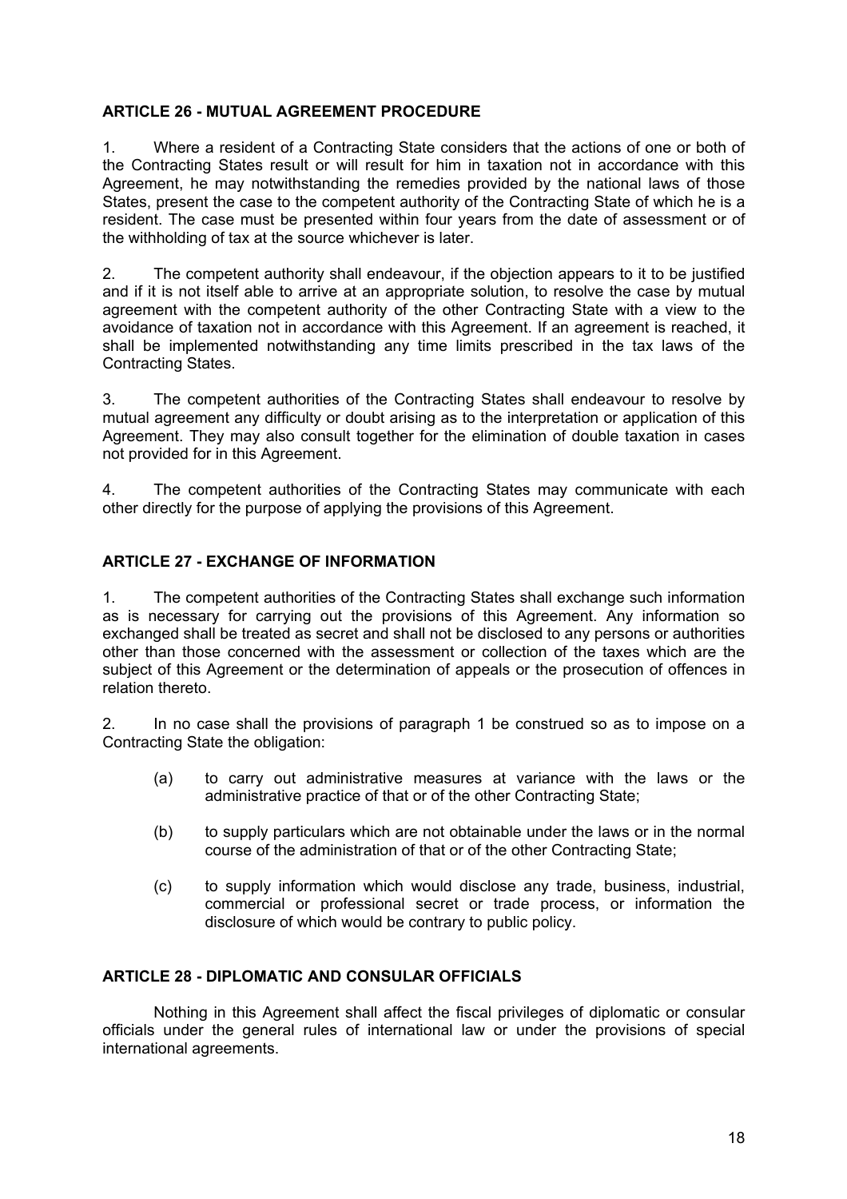## ARTICLE 26 - MUTUAL AGREEMENT PROCEDURE

1. Where a resident of a Contracting State considers that the actions of one or both of the Contracting States result or will result for him in taxation not in accordance with this Agreement, he may notwithstanding the remedies provided by the national laws of those States, present the case to the competent authority of the Contracting State of which he is a resident. The case must be presented within four years from the date of assessment or of the withholding of tax at the source whichever is later.

2. The competent authority shall endeavour, if the objection appears to it to be justified and if it is not itself able to arrive at an appropriate solution, to resolve the case by mutual agreement with the competent authority of the other Contracting State with a view to the avoidance of taxation not in accordance with this Agreement. If an agreement is reached, it shall be implemented notwithstanding any time limits prescribed in the tax laws of the Contracting States.

3. The competent authorities of the Contracting States shall endeavour to resolve by mutual agreement any difficulty or doubt arising as to the interpretation or application of this Agreement. They may also consult together for the elimination of double taxation in cases not provided for in this Agreement.

4. The competent authorities of the Contracting States may communicate with each other directly for the purpose of applying the provisions of this Agreement.

## ARTICLE 27 - EXCHANGE OF INFORMATION

1. The competent authorities of the Contracting States shall exchange such information as is necessary for carrying out the provisions of this Agreement. Any information so exchanged shall be treated as secret and shall not be disclosed to any persons or authorities other than those concerned with the assessment or collection of the taxes which are the subject of this Agreement or the determination of appeals or the prosecution of offences in relation thereto.

2. In no case shall the provisions of paragraph 1 be construed so as to impose on a Contracting State the obligation:

(a) to carry out administrative measures at variance with the laws or the administrative practice of that or of the other Contracting State;

(b) to supply particulars which are not obtainable under the laws or in the normal course of the administration of that or of the other Contracting State;

(c) to supply information which would disclose any trade, business, industrial, commercial or professional secret or trade process, or information the disclosure of which would be contrary to public policy.

## ARTICLE 28 - DIPLOMATIC AND CONSULAR OFFICIALS

Nothing in this Agreement shall affect the fiscal privileges of diplomatic or consular officials under the general rules of international law or under the provisions of special international agreements.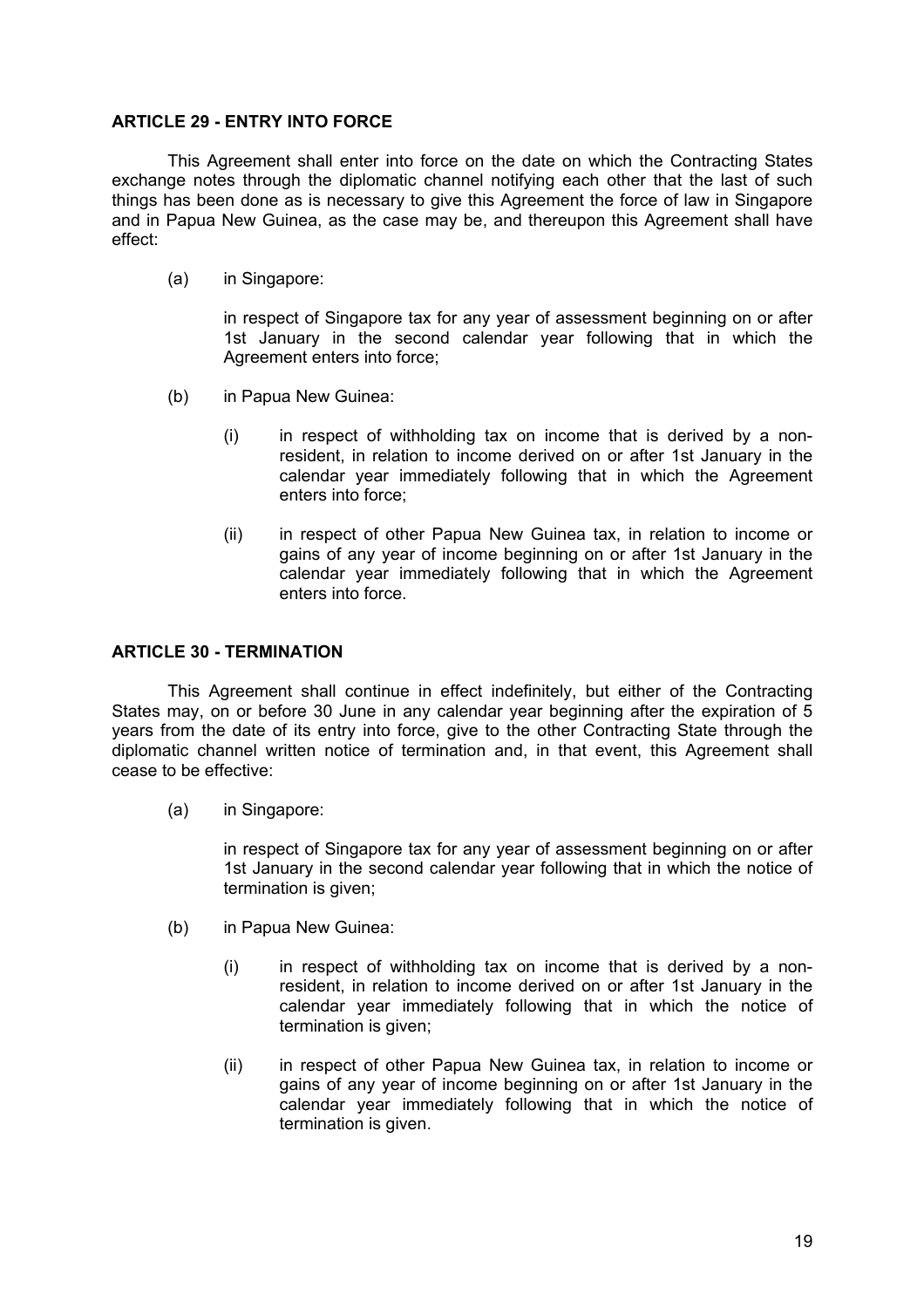**ARTICLE 29 - ENTRY INTO FORCE**

This Agreement shall enter into force on the date on which the Contracting States exchange notes through the diplomatic channel notifying each other that the last of such things has been done as is necessary to give this Agreement the force of law in Singapore and in Papua New Guinea, as the case may be, and thereupon this Agreement shall have effect:

(a) in Singapore:

in respect of Singapore tax for any year of assessment beginning on or after 1st January in the second calendar year following that in which the Agreement enters into force;

(b) in Papua New Guinea:

(i) in respect of withholding tax on income that is derived by a non-resident, in relation to income derived on or after 1st January in the calendar year immediately following that in which the Agreement enters into force;

(ii) in respect of other Papua New Guinea tax, in relation to income or gains of any year of income beginning on or after 1st January in the calendar year immediately following that in which the Agreement enters into force.

**ARTICLE 30 - TERMINATION**

This Agreement shall continue in effect indefinitely, but either of the Contracting States may, on or before 30 June in any calendar year beginning after the expiration of 5 years from the date of its entry into force, give to the other Contracting State through the diplomatic channel written notice of termination and, in that event, this Agreement shall cease to be effective:

(a) in Singapore:

in respect of Singapore tax for any year of assessment beginning on or after 1st January in the second calendar year following that in which the notice of termination is given;

(b) in Papua New Guinea:

(i) in respect of withholding tax on income that is derived by a non-resident, in relation to income derived on or after 1st January in the calendar year immediately following that in which the notice of termination is given;

(ii) in respect of other Papua New Guinea tax, in relation to income or gains of any year of income beginning on or after 1st January in the calendar year immediately following that in which the notice of termination is given.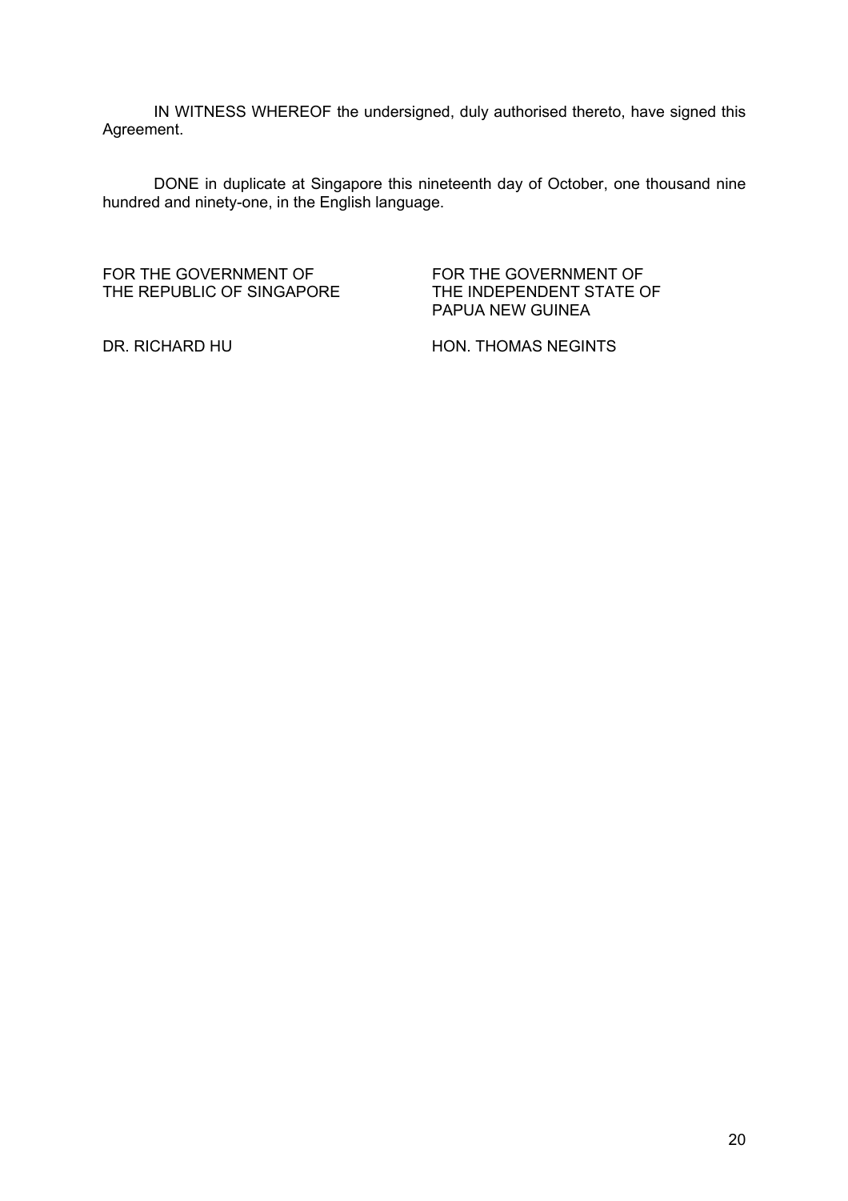IN WITNESS WHEREOF the undersigned, duly authorised thereto, have signed this Agreement.

DONE in duplicate at Singapore this nineteenth day of October, one thousand nine hundred and ninety-one, in the English language.

| FOR THE GOVERNMENT OF THE REPUBLIC OF SINGAPORE | FOR THE GOVERNMENT OF THE INDEPENDENT STATE OF PAPUA NEW GUINEA |
| --- | --- |
| DR. RICHARD HU | HON. THOMAS NEGINTS |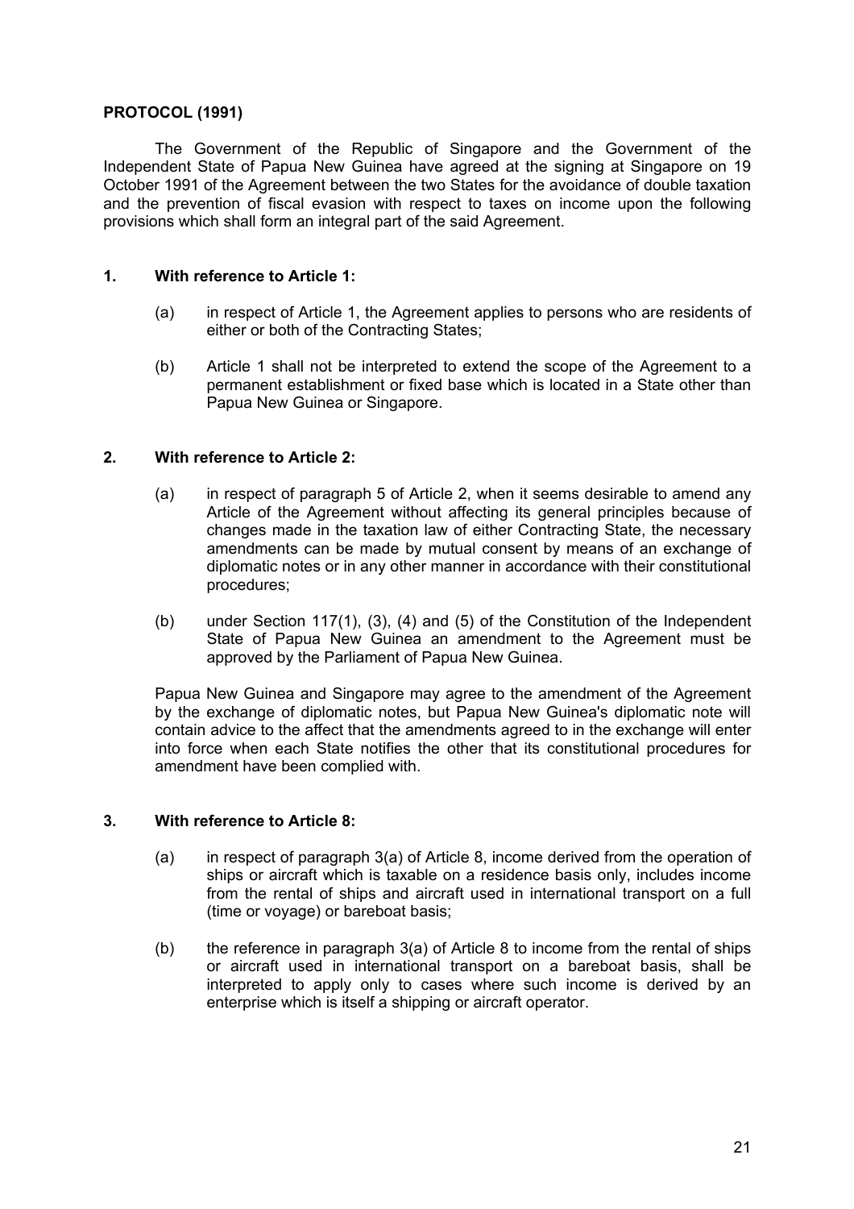**PROTOCOL (1991)**

The Government of the Republic of Singapore and the Government of the Independent State of Papua New Guinea have agreed at the signing at Singapore on 19 October 1991 of the Agreement between the two States for the avoidance of double taxation and the prevention of fiscal evasion with respect to taxes on income upon the following provisions which shall form an integral part of the said Agreement.

**1. With reference to Article 1:**

(a) in respect of Article 1, the Agreement applies to persons who are residents of either or both of the Contracting States;

(b) Article 1 shall not be interpreted to extend the scope of the Agreement to a permanent establishment or fixed base which is located in a State other than Papua New Guinea or Singapore.

**2. With reference to Article 2:**

(a) in respect of paragraph 5 of Article 2, when it seems desirable to amend any Article of the Agreement without affecting its general principles because of changes made in the taxation law of either Contracting State, the necessary amendments can be made by mutual consent by means of an exchange of diplomatic notes or in any other manner in accordance with their constitutional procedures;

(b) under Section 117(1), (3), (4) and (5) of the Constitution of the Independent State of Papua New Guinea an amendment to the Agreement must be approved by the Parliament of Papua New Guinea.

Papua New Guinea and Singapore may agree to the amendment of the Agreement by the exchange of diplomatic notes, but Papua New Guinea's diplomatic note will contain advice to the affect that the amendments agreed to in the exchange will enter into force when each State notifies the other that its constitutional procedures for amendment have been complied with.

**3. With reference to Article 8:**

(a) in respect of paragraph 3(a) of Article 8, income derived from the operation of ships or aircraft which is taxable on a residence basis only, includes income from the rental of ships and aircraft used in international transport on a full (time or voyage) or bareboat basis;

(b) the reference in paragraph 3(a) of Article 8 to income from the rental of ships or aircraft used in international transport on a bareboat basis, shall be interpreted to apply only to cases where such income is derived by an enterprise which is itself a shipping or aircraft operator.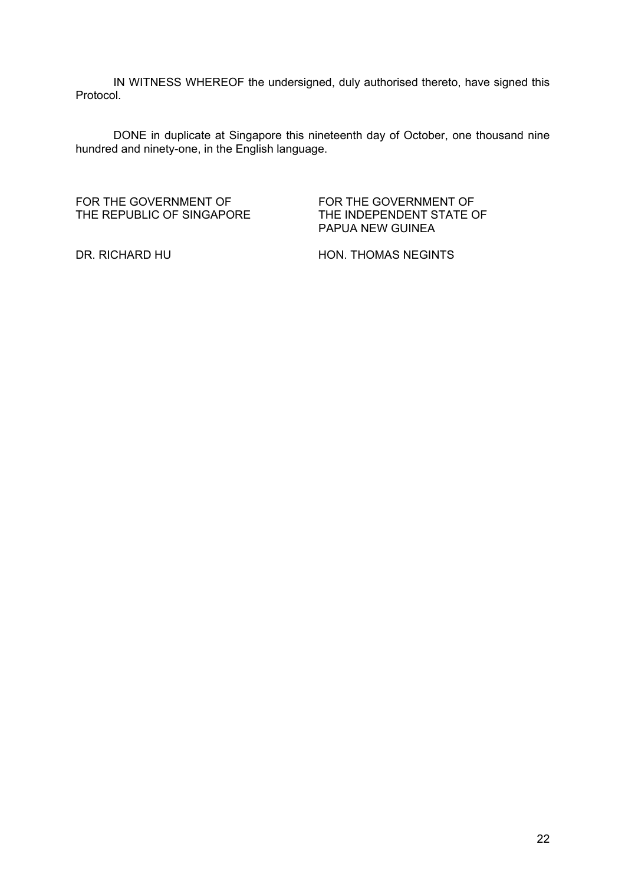IN WITNESS WHEREOF the undersigned, duly authorised thereto, have signed this Protocol.

DONE in duplicate at Singapore this nineteenth day of October, one thousand nine hundred and ninety-one, in the English language.

| | |
|---|---|
| FOR THE GOVERNMENT OF THE REPUBLIC OF SINGAPORE | FOR THE GOVERNMENT OF THE INDEPENDENT STATE OF PAPUA NEW GUINEA |
| DR. RICHARD HU | HON. THOMAS NEGINTS |